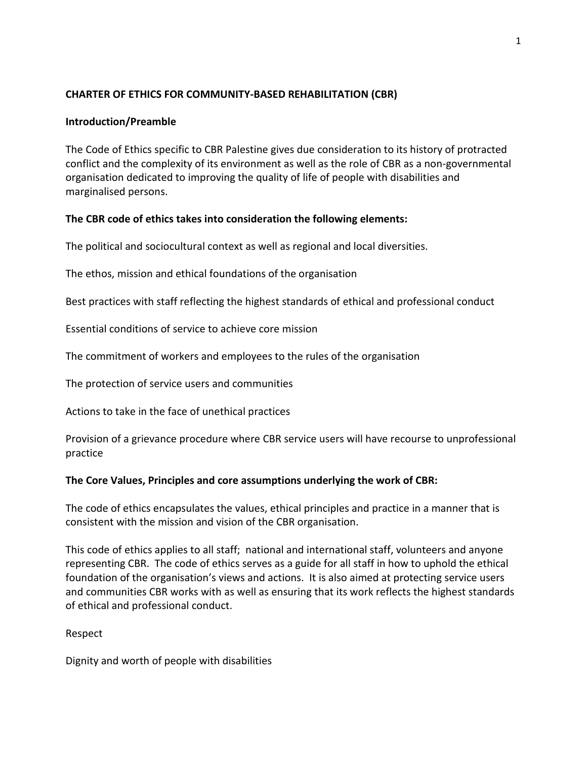## CHARTER OF ETHICS FOR COMMUNITY-BASED REHABILITATION (CBR)

### Introduction/Preamble

The Code of Ethics specific to CBR Palestine gives due consideration to its history of protracted conflict and the complexity of its environment as well as the role of CBR as a non-governmental organisation dedicated to improving the quality of life of people with disabilities and marginalised persons.

### The CBR code of ethics takes into consideration the following elements:

The political and sociocultural context as well as regional and local diversities.

The ethos, mission and ethical foundations of the organisation

Best practices with staff reflecting the highest standards of ethical and professional conduct

Essential conditions of service to achieve core mission

The commitment of workers and employees to the rules of the organisation

The protection of service users and communities

Actions to take in the face of unethical practices

Provision of a grievance procedure where CBR service users will have recourse to unprofessional practice

### The Core Values, Principles and core assumptions underlying the work of CBR:

The code of ethics encapsulates the values, ethical principles and practice in a manner that is consistent with the mission and vision of the CBR organisation.

This code of ethics applies to all staff; national and international staff, volunteers and anyone representing CBR. The code of ethics serves as a guide for all staff in how to uphold the ethical foundation of the organisation's views and actions. It is also aimed at protecting service users and communities CBR works with as well as ensuring that its work reflects the highest standards of ethical and professional conduct.

Respect

Dignity and worth of people with disabilities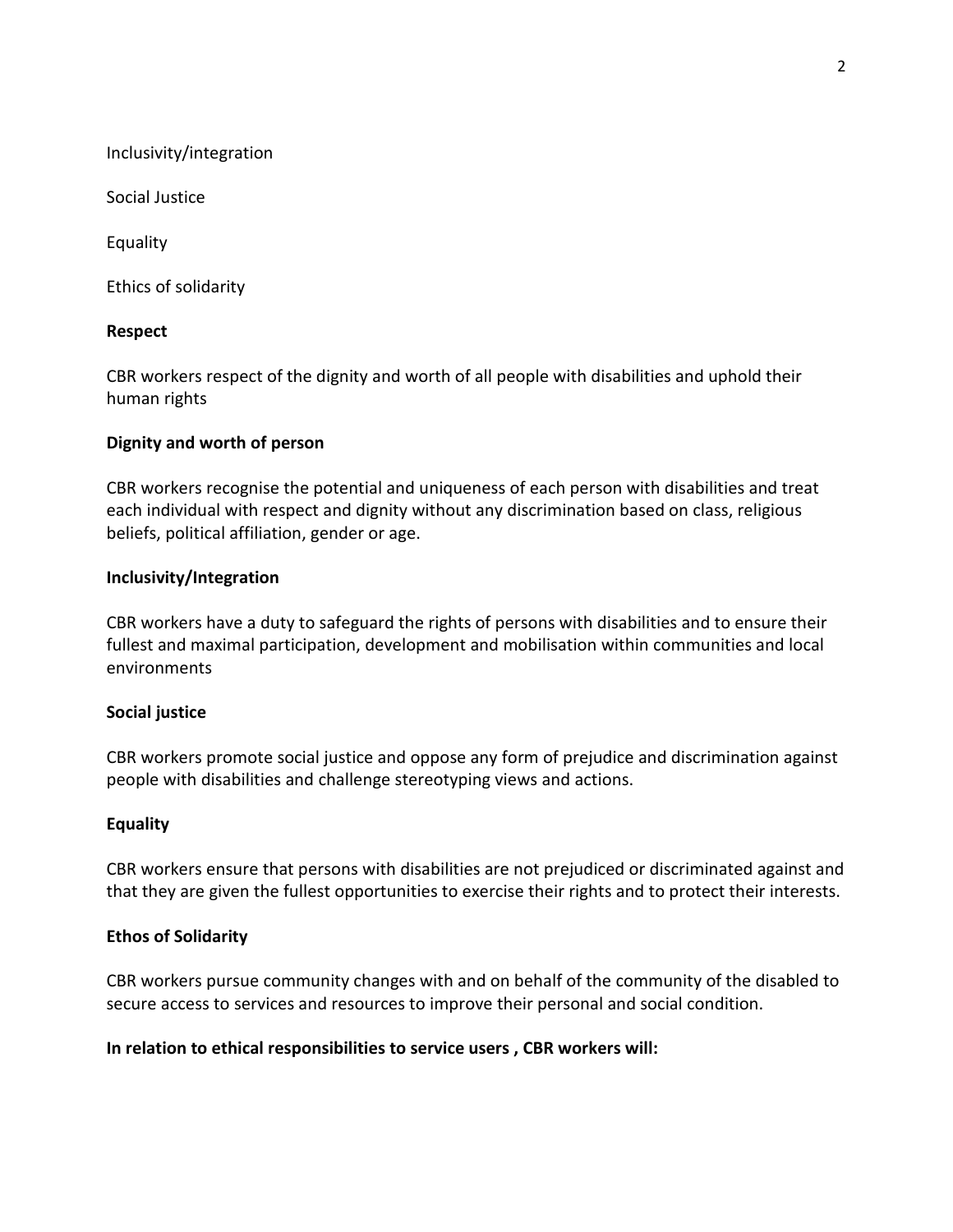Inclusivity/integration

Social Justice

Equality

Ethics of solidarity

**Respect**

CBR workers respect of the dignity and worth of all people with disabilities and uphold their human rights

**Dignity and worth of person**

CBR workers recognise the potential and uniqueness of each person with disabilities and treat each individual with respect and dignity without any discrimination based on class, religious beliefs, political affiliation, gender or age.

**Inclusivity/Integration**

CBR workers have a duty to safeguard the rights of persons with disabilities and to ensure their fullest and maximal participation, development and mobilisation within communities and local environments

**Social justice**

CBR workers promote social justice and oppose any form of prejudice and discrimination against people with disabilities and challenge stereotyping views and actions.

**Equality**

CBR workers ensure that persons with disabilities are not prejudiced or discriminated against and that they are given the fullest opportunities to exercise their rights and to protect their interests.

**Ethos of Solidarity**

CBR workers pursue community changes with and on behalf of the community of the disabled to secure access to services and resources to improve their personal and social condition.

**In relation to ethical responsibilities to service users , CBR workers will:**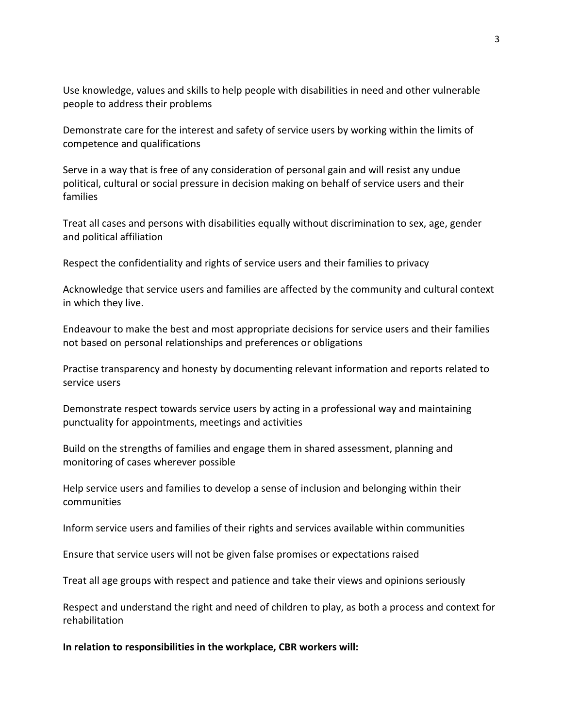Use knowledge, values and skills to help people with disabilities in need and other vulnerable people to address their problems

Demonstrate care for the interest and safety of service users by working within the limits of competence and qualifications

Serve in a way that is free of any consideration of personal gain and will resist any undue political, cultural or social pressure in decision making on behalf of service users and their families

Treat all cases and persons with disabilities equally without discrimination to sex, age, gender and political affiliation

Respect the confidentiality and rights of service users and their families to privacy

Acknowledge that service users and families are affected by the community and cultural context in which they live.

Endeavour to make the best and most appropriate decisions for service users and their families not based on personal relationships and preferences or obligations

Practise transparency and honesty by documenting relevant information and reports related to service users

Demonstrate respect towards service users by acting in a professional way and maintaining punctuality for appointments, meetings and activities

Build on the strengths of families and engage them in shared assessment, planning and monitoring of cases wherever possible

Help service users and families to develop a sense of inclusion and belonging within their communities

Inform service users and families of their rights and services available within communities

Ensure that service users will not be given false promises or expectations raised

Treat all age groups with respect and patience and take their views and opinions seriously

Respect and understand the right and need of children to play, as both a process and context for rehabilitation

**In relation to responsibilities in the workplace, CBR workers will:**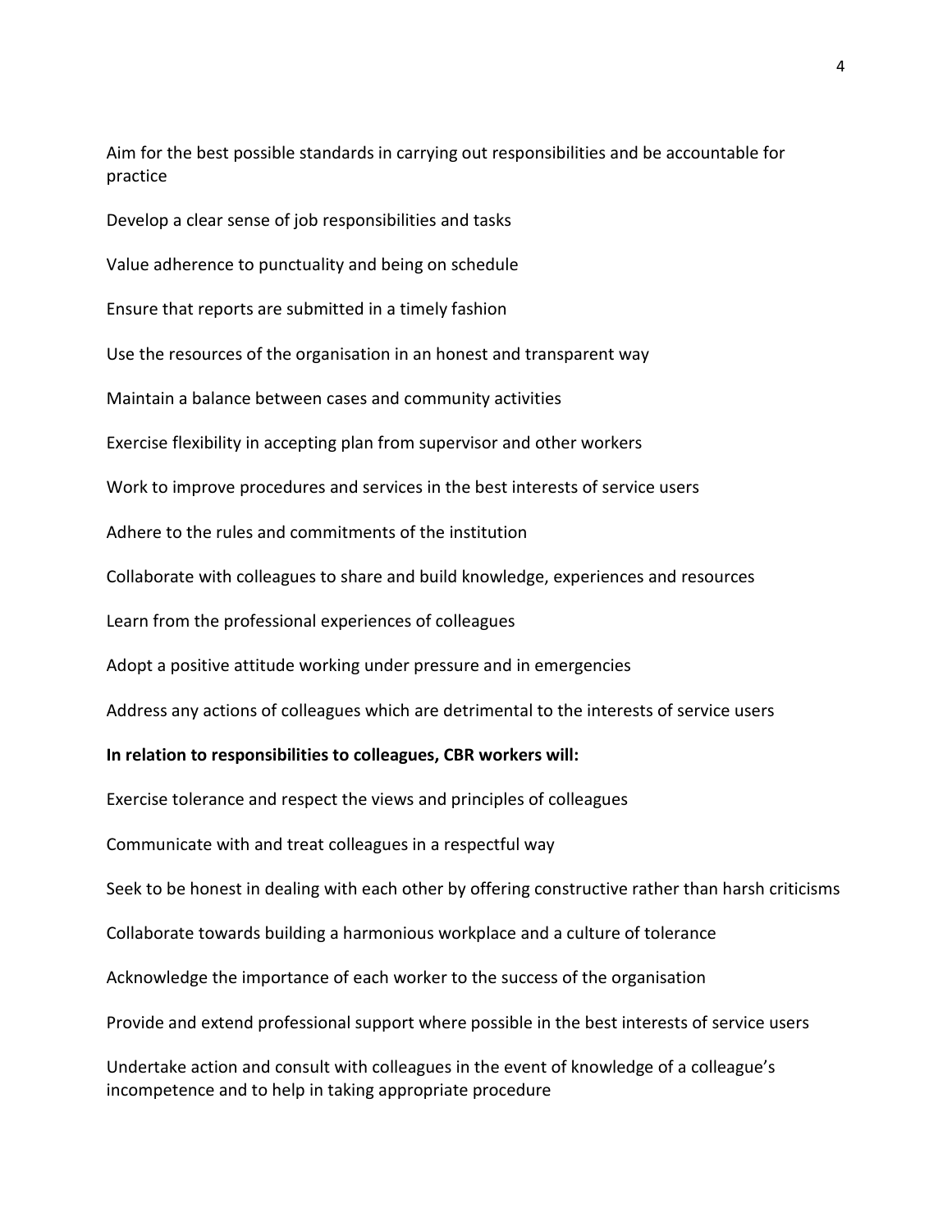Aim for the best possible standards in carrying out responsibilities and be accountable for practice

Develop a clear sense of job responsibilities and tasks

Value adherence to punctuality and being on schedule

Ensure that reports are submitted in a timely fashion

Use the resources of the organisation in an honest and transparent way

Maintain a balance between cases and community activities

Exercise flexibility in accepting plan from supervisor and other workers

Work to improve procedures and services in the best interests of service users

Adhere to the rules and commitments of the institution

Collaborate with colleagues to share and build knowledge, experiences and resources

Learn from the professional experiences of colleagues

Adopt a positive attitude working under pressure and in emergencies

Address any actions of colleagues which are detrimental to the interests of service users

**In relation to responsibilities to colleagues, CBR workers will:**

Exercise tolerance and respect the views and principles of colleagues

Communicate with and treat colleagues in a respectful way

Seek to be honest in dealing with each other by offering constructive rather than harsh criticisms

Collaborate towards building a harmonious workplace and a culture of tolerance

Acknowledge the importance of each worker to the success of the organisation

Provide and extend professional support where possible in the best interests of service users

Undertake action and consult with colleagues in the event of knowledge of a colleague's incompetence and to help in taking appropriate procedure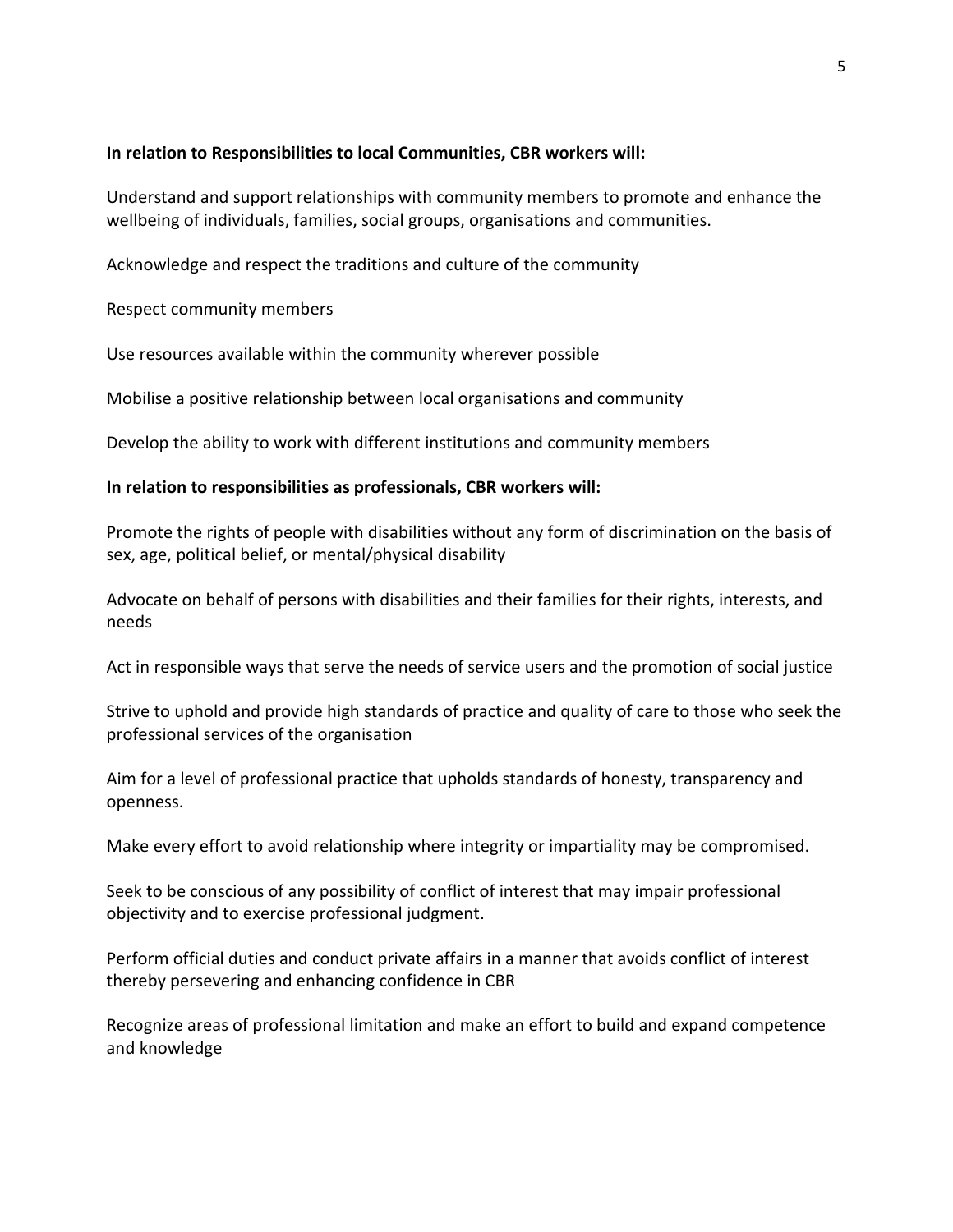**In relation to Responsibilities to local Communities, CBR workers will:**

Understand and support relationships with community members to promote and enhance the wellbeing of individuals, families, social groups, organisations and communities.

Acknowledge and respect the traditions and culture of the community

Respect community members

Use resources available within the community wherever possible

Mobilise a positive relationship between local organisations and community

Develop the ability to work with different institutions and community members

**In relation to responsibilities as professionals, CBR workers will:**

Promote the rights of people with disabilities without any form of discrimination on the basis of sex, age, political belief, or mental/physical disability

Advocate on behalf of persons with disabilities and their families for their rights, interests, and needs

Act in responsible ways that serve the needs of service users and the promotion of social justice

Strive to uphold and provide high standards of practice and quality of care to those who seek the professional services of the organisation

Aim for a level of professional practice that upholds standards of honesty, transparency and openness.

Make every effort to avoid relationship where integrity or impartiality may be compromised.

Seek to be conscious of any possibility of conflict of interest that may impair professional objectivity and to exercise professional judgment.

Perform official duties and conduct private affairs in a manner that avoids conflict of interest thereby persevering and enhancing confidence in CBR

Recognize areas of professional limitation and make an effort to build and expand competence and knowledge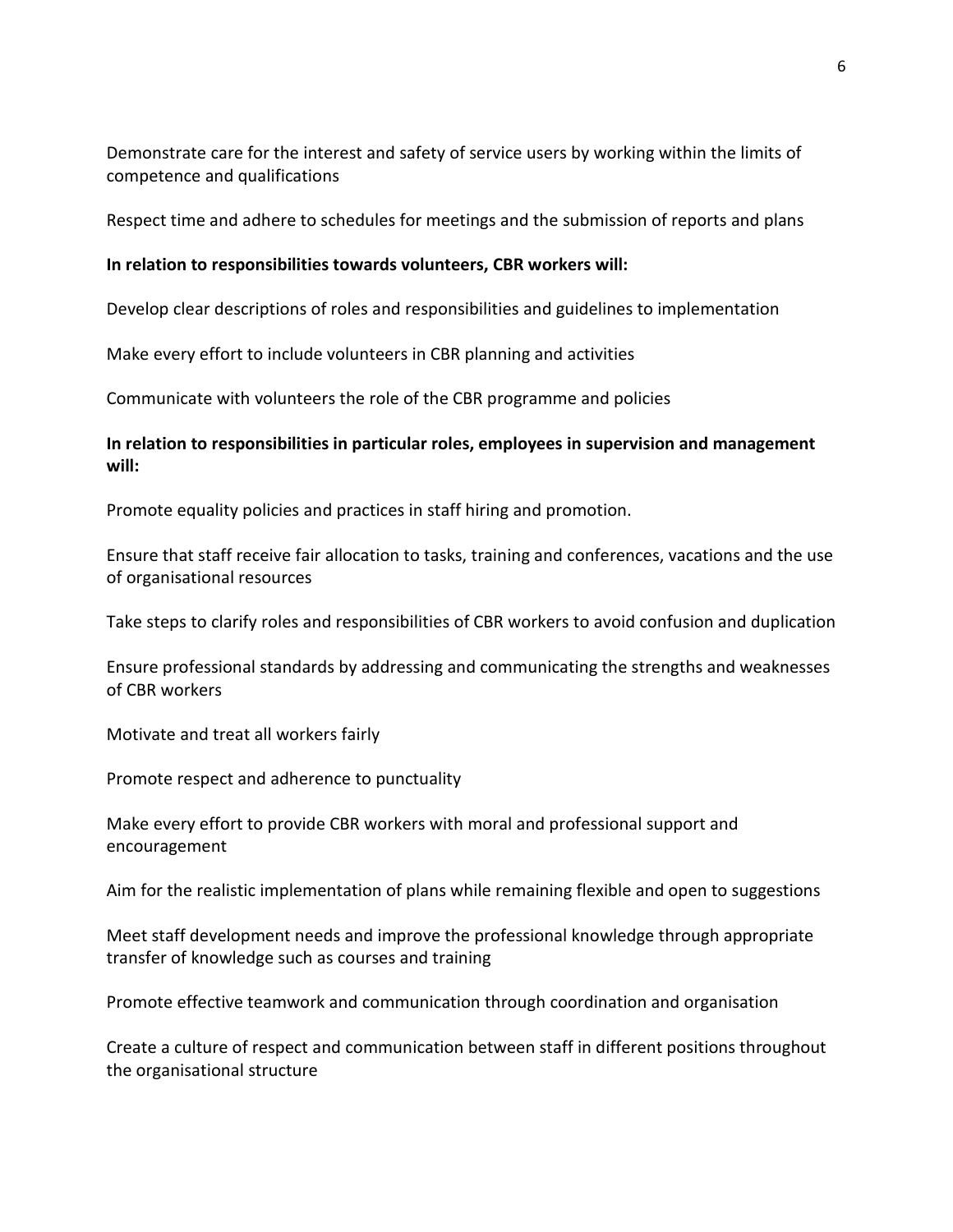Demonstrate care for the interest and safety of service users by working within the limits of competence and qualifications

Respect time and adhere to schedules for meetings and the submission of reports and plans

**In relation to responsibilities towards volunteers, CBR workers will:**

Develop clear descriptions of roles and responsibilities and guidelines to implementation

Make every effort to include volunteers in CBR planning and activities

Communicate with volunteers the role of the CBR programme and policies

**In relation to responsibilities in particular roles, employees in supervision and management will:**

Promote equality policies and practices in staff hiring and promotion.

Ensure that staff receive fair allocation to tasks, training and conferences, vacations and the use of organisational resources

Take steps to clarify roles and responsibilities of CBR workers to avoid confusion and duplication

Ensure professional standards by addressing and communicating the strengths and weaknesses of CBR workers

Motivate and treat all workers fairly

Promote respect and adherence to punctuality

Make every effort to provide CBR workers with moral and professional support and encouragement

Aim for the realistic implementation of plans while remaining flexible and open to suggestions

Meet staff development needs and improve the professional knowledge through appropriate transfer of knowledge such as courses and training

Promote effective teamwork and communication through coordination and organisation

Create a culture of respect and communication between staff in different positions throughout the organisational structure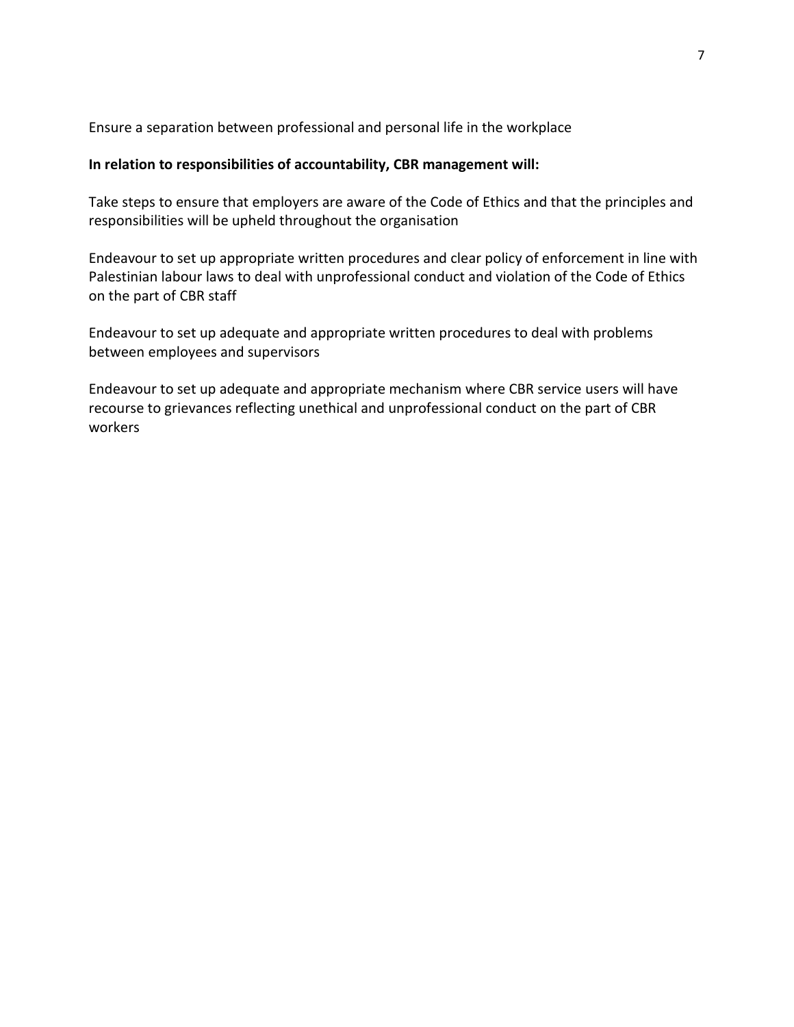Ensure a separation between professional and personal life in the workplace

**In relation to responsibilities of accountability, CBR management will:**

Take steps to ensure that employers are aware of the Code of Ethics and that the principles and responsibilities will be upheld throughout the organisation

Endeavour to set up appropriate written procedures and clear policy of enforcement in line with Palestinian labour laws to deal with unprofessional conduct and violation of the Code of Ethics on the part of CBR staff

Endeavour to set up adequate and appropriate written procedures to deal with problems between employees and supervisors

Endeavour to set up adequate and appropriate mechanism where CBR service users will have recourse to grievances reflecting unethical and unprofessional conduct on the part of CBR workers